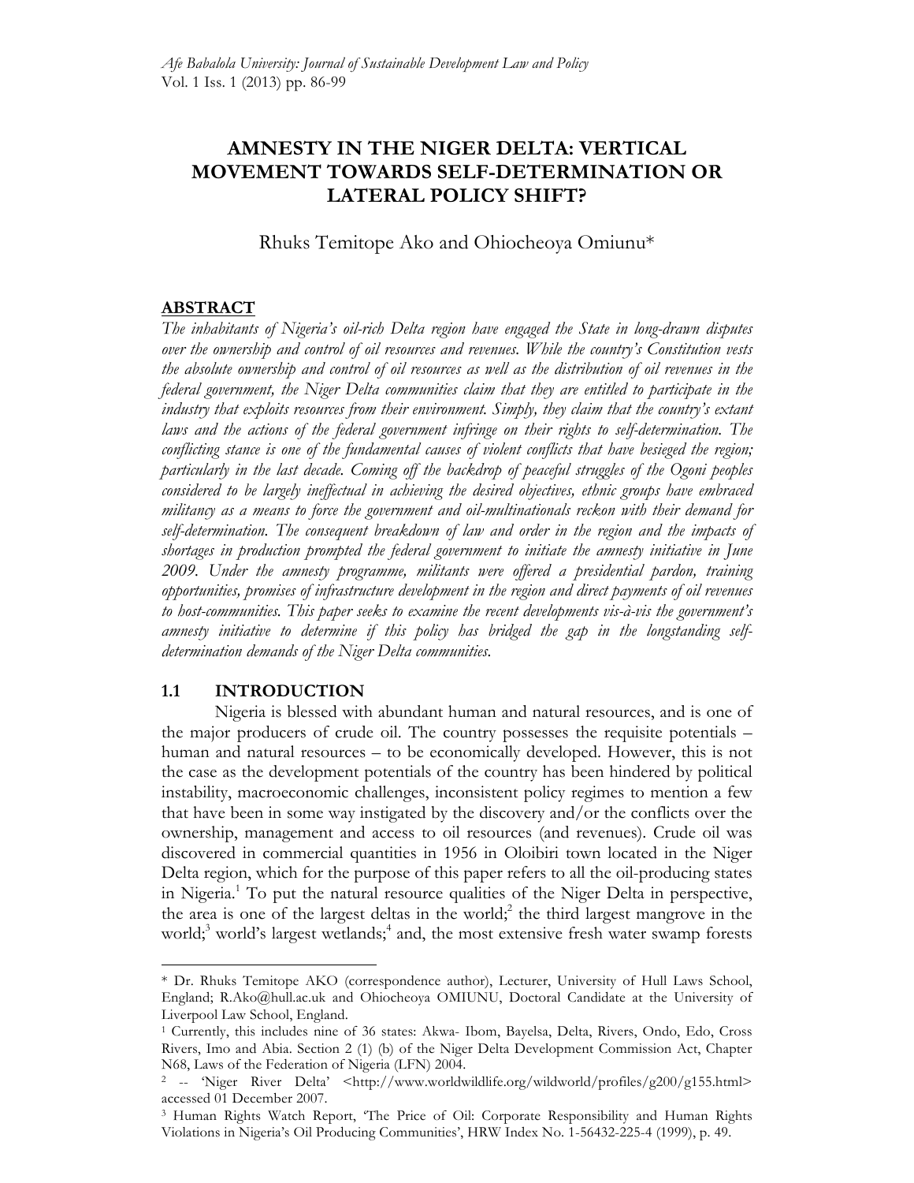# AMNESTY IN THE NIGER DELTA: VERTICAL MOVEMENT TOWARDS SELF-DETERMINATION OR LATERAL POLICY SHIFT?

Rhuks Temitope Ako and Ohiocheoya Omiunu*

## ABSTRACT

*The inhabitants of Nigeria's oil-rich Delta region have engaged the State in long-drawn disputes over the ownership and control of oil resources and revenues. While the country's Constitution vests the absolute ownership and control of oil resources as well as the distribution of oil revenues in the federal government, the Niger Delta communities claim that they are entitled to participate in the industry that exploits resources from their environment. Simply, they claim that the country's extant laws and the actions of the federal government infringe on their rights to self-determination. The conflicting stance is one of the fundamental causes of violent conflicts that have besieged the region; particularly in the last decade. Coming off the backdrop of peaceful struggles of the Ogoni peoples considered to be largely ineffectual in achieving the desired objectives, ethnic groups have embraced militancy as a means to force the government and oil-multinationals reckon with their demand for self-determination. The consequent breakdown of law and order in the region and the impacts of shortages in production prompted the federal government to initiate the amnesty initiative in June 2009. Under the amnesty programme, militants were offered a presidential pardon, training opportunities, promises of infrastructure development in the region and direct payments of oil revenues to host-communities. This paper seeks to examine the recent developments vis-à-vis the government's amnesty initiative to determine if this policy has bridged the gap in the longstanding self-determination demands of the Niger Delta communities.*

## 1.1 INTRODUCTION

Nigeria is blessed with abundant human and natural resources, and is one of the major producers of crude oil. The country possesses the requisite potentials – human and natural resources – to be economically developed. However, this is not the case as the development potentials of the country has been hindered by political instability, macroeconomic challenges, inconsistent policy regimes to mention a few that have been in some way instigated by the discovery and/or the conflicts over the ownership, management and access to oil resources (and revenues). Crude oil was discovered in commercial quantities in 1956 in Oloibiri town located in the Niger Delta region, which for the purpose of this paper refers to all the oil-producing states in Nigeria.[1] To put the natural resource qualities of the Niger Delta in perspective, the area is one of the largest deltas in the world;[2] the third largest mangrove in the world;[3] world's largest wetlands;[4] and, the most extensive fresh water swamp forests

---

\* Dr. Rhuks Temitope AKO (correspondence author), Lecturer, University of Hull Laws School, England; R.Ako@hull.ac.uk and Ohiocheoya OMIUNU, Doctoral Candidate at the University of Liverpool Law School, England.

[1] Currently, this includes nine of 36 states: Akwa- Ibom, Bayelsa, Delta, Rivers, Ondo, Edo, Cross Rivers, Imo and Abia. Section 2 (1) (b) of the Niger Delta Development Commission Act, Chapter N68, Laws of the Federation of Nigeria (LFN) 2004.

[2] -- 'Niger River Delta' <http://www.worldwildlife.org/wildworld/profiles/g200/g155.html> accessed 01 December 2007.

[3] Human Rights Watch Report, 'The Price of Oil: Corporate Responsibility and Human Rights Violations in Nigeria's Oil Producing Communities', HRW Index No. 1-56432-225-4 (1999), p. 49.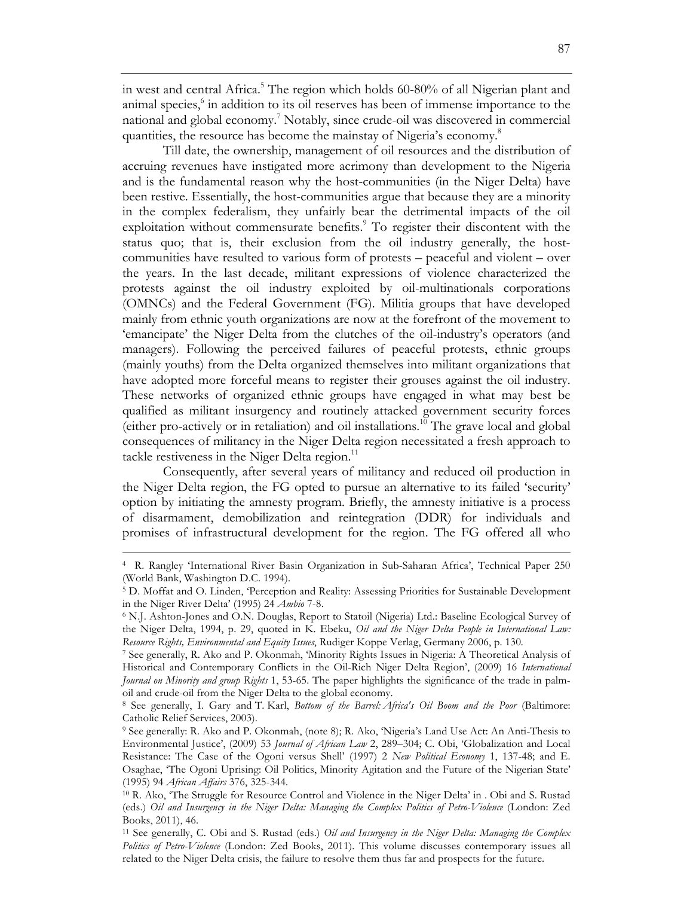in west and central Africa.[5] The region which holds 60-80% of all Nigerian plant and animal species,[6] in addition to its oil reserves has been of immense importance to the national and global economy.[7] Notably, since crude-oil was discovered in commercial quantities, the resource has become the mainstay of Nigeria's economy.[8]

Till date, the ownership, management of oil resources and the distribution of accruing revenues have instigated more acrimony than development to the Nigeria and is the fundamental reason why the host-communities (in the Niger Delta) have been restive. Essentially, the host-communities argue that because they are a minority in the complex federalism, they unfairly bear the detrimental impacts of the oil exploitation without commensurate benefits.[9] To register their discontent with the status quo; that is, their exclusion from the oil industry generally, the host-communities have resulted to various form of protests – peaceful and violent – over the years. In the last decade, militant expressions of violence characterized the protests against the oil industry exploited by oil-multinationals corporations (OMNCs) and the Federal Government (FG). Militia groups that have developed mainly from ethnic youth organizations are now at the forefront of the movement to 'emancipate' the Niger Delta from the clutches of the oil-industry's operators (and managers). Following the perceived failures of peaceful protests, ethnic groups (mainly youths) from the Delta organized themselves into militant organizations that have adopted more forceful means to register their grouses against the oil industry. These networks of organized ethnic groups have engaged in what may best be qualified as militant insurgency and routinely attacked government security forces (either pro-actively or in retaliation) and oil installations.[10] The grave local and global consequences of militancy in the Niger Delta region necessitated a fresh approach to tackle restiveness in the Niger Delta region.[11]

Consequently, after several years of militancy and reduced oil production in the Niger Delta region, the FG opted to pursue an alternative to its failed 'security' option by initiating the amnesty program. Briefly, the amnesty initiative is a process of disarmament, demobilization and reintegration (DDR) for individuals and promises of infrastructural development for the region. The FG offered all who

---

[4] R. Rangley 'International River Basin Organization in Sub-Saharan Africa', Technical Paper 250 (World Bank, Washington D.C. 1994).

[5] D. Moffat and O. Linden, 'Perception and Reality: Assessing Priorities for Sustainable Development in the Niger River Delta' (1995) 24 *Ambio* 7-8.

[6] N.J. Ashton-Jones and O.N. Douglas, Report to Statoil (Nigeria) Ltd.: Baseline Ecological Survey of the Niger Delta, 1994, p. 29, quoted in K. Ebeku, *Oil and the Niger Delta People in International Law: Resource Rights, Environmental and Equity Issues*, Rudiger Koppe Verlag, Germany 2006, p. 130.

[7] See generally, R. Ako and P. Okonmah, 'Minority Rights Issues in Nigeria: A Theoretical Analysis of Historical and Contemporary Conflicts in the Oil-Rich Niger Delta Region', (2009) 16 *International Journal on Minority and group Rights* 1, 53-65. The paper highlights the significance of the trade in palm-oil and crude-oil from the Niger Delta to the global economy.

[8] See generally, I. Gary and T. Karl, *Bottom of the Barrel: Africa's Oil Boom and the Poor* (Baltimore: Catholic Relief Services, 2003).

[9] See generally: R. Ako and P. Okonmah, (note 8); R. Ako, 'Nigeria's Land Use Act: An Anti-Thesis to Environmental Justice', (2009) 53 *Journal of African Law* 2, 289–304; C. Obi, 'Globalization and Local Resistance: The Case of the Ogoni versus Shell' (1997) 2 *New Political Economy* 1, 137-48; and E. Osaghae, 'The Ogoni Uprising: Oil Politics, Minority Agitation and the Future of the Nigerian State' (1995) 94 *African Affairs* 376, 325-344.

[10] R. Ako, 'The Struggle for Resource Control and Violence in the Niger Delta' in . Obi and S. Rustad (eds.) *Oil and Insurgency in the Niger Delta: Managing the Complex Politics of Petro-Violence* (London: Zed Books, 2011), 46.

[11] See generally, C. Obi and S. Rustad (eds.) *Oil and Insurgency in the Niger Delta: Managing the Complex Politics of Petro-Violence* (London: Zed Books, 2011). This volume discusses contemporary issues all related to the Niger Delta crisis, the failure to resolve them thus far and prospects for the future.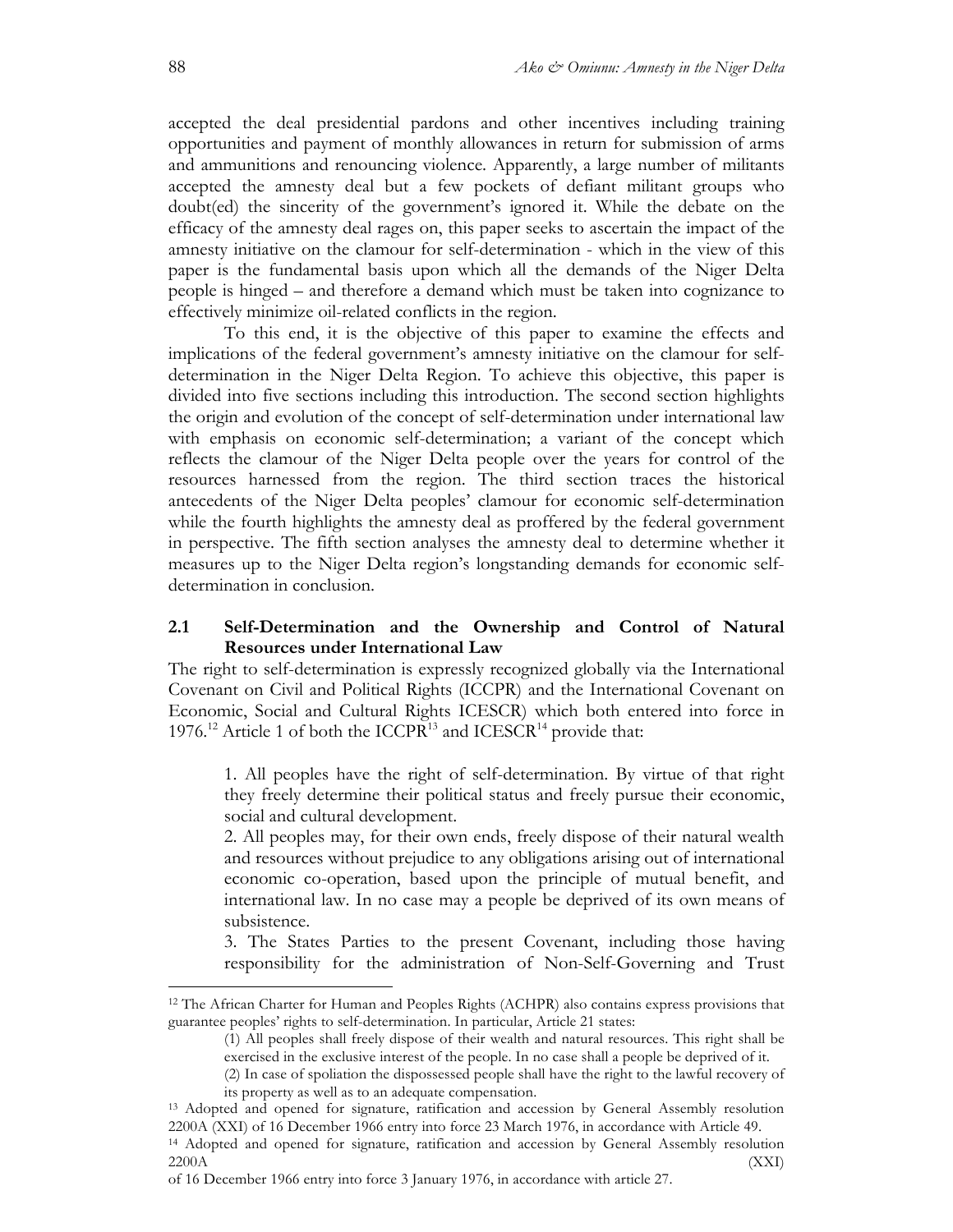accepted the deal presidential pardons and other incentives including training opportunities and payment of monthly allowances in return for submission of arms and ammunitions and renouncing violence. Apparently, a large number of militants accepted the amnesty deal but a few pockets of defiant militant groups who doubt(ed) the sincerity of the government's ignored it. While the debate on the efficacy of the amnesty deal rages on, this paper seeks to ascertain the impact of the amnesty initiative on the clamour for self-determination - which in the view of this paper is the fundamental basis upon which all the demands of the Niger Delta people is hinged – and therefore a demand which must be taken into cognizance to effectively minimize oil-related conflicts in the region.

To this end, it is the objective of this paper to examine the effects and implications of the federal government's amnesty initiative on the clamour for self-determination in the Niger Delta Region. To achieve this objective, this paper is divided into five sections including this introduction. The second section highlights the origin and evolution of the concept of self-determination under international law with emphasis on economic self-determination; a variant of the concept which reflects the clamour of the Niger Delta people over the years for control of the resources harnessed from the region. The third section traces the historical antecedents of the Niger Delta peoples' clamour for economic self-determination while the fourth highlights the amnesty deal as proffered by the federal government in perspective. The fifth section analyses the amnesty deal to determine whether it measures up to the Niger Delta region's longstanding demands for economic self-determination in conclusion.

## 2.1 Self-Determination and the Ownership and Control of Natural Resources under International Law

The right to self-determination is expressly recognized globally via the International Covenant on Civil and Political Rights (ICCPR) and the International Covenant on Economic, Social and Cultural Rights ICESCR) which both entered into force in 1976.[12] Article 1 of both the ICCPR[13] and ICESCR[14] provide that:

> 1. All peoples have the right of self-determination. By virtue of that right they freely determine their political status and freely pursue their economic, social and cultural development.
>
> 2. All peoples may, for their own ends, freely dispose of their natural wealth and resources without prejudice to any obligations arising out of international economic co-operation, based upon the principle of mutual benefit, and international law. In no case may a people be deprived of its own means of subsistence.
>
> 3. The States Parties to the present Covenant, including those having responsibility for the administration of Non-Self-Governing and Trust

---

[12] The African Charter for Human and Peoples Rights (ACHPR) also contains express provisions that guarantee peoples' rights to self-determination. In particular, Article 21 states:

> (1) All peoples shall freely dispose of their wealth and natural resources. This right shall be exercised in the exclusive interest of the people. In no case shall a people be deprived of it.
>
> (2) In case of spoliation the dispossessed people shall have the right to the lawful recovery of its property as well as to an adequate compensation.

[13] Adopted and opened for signature, ratification and accession by General Assembly resolution 2200A (XXI) of 16 December 1966 entry into force 23 March 1976, in accordance with Article 49.

[14] Adopted and opened for signature, ratification and accession by General Assembly resolution 2200A (XXI) of 16 December 1966 entry into force 3 January 1976, in accordance with article 27.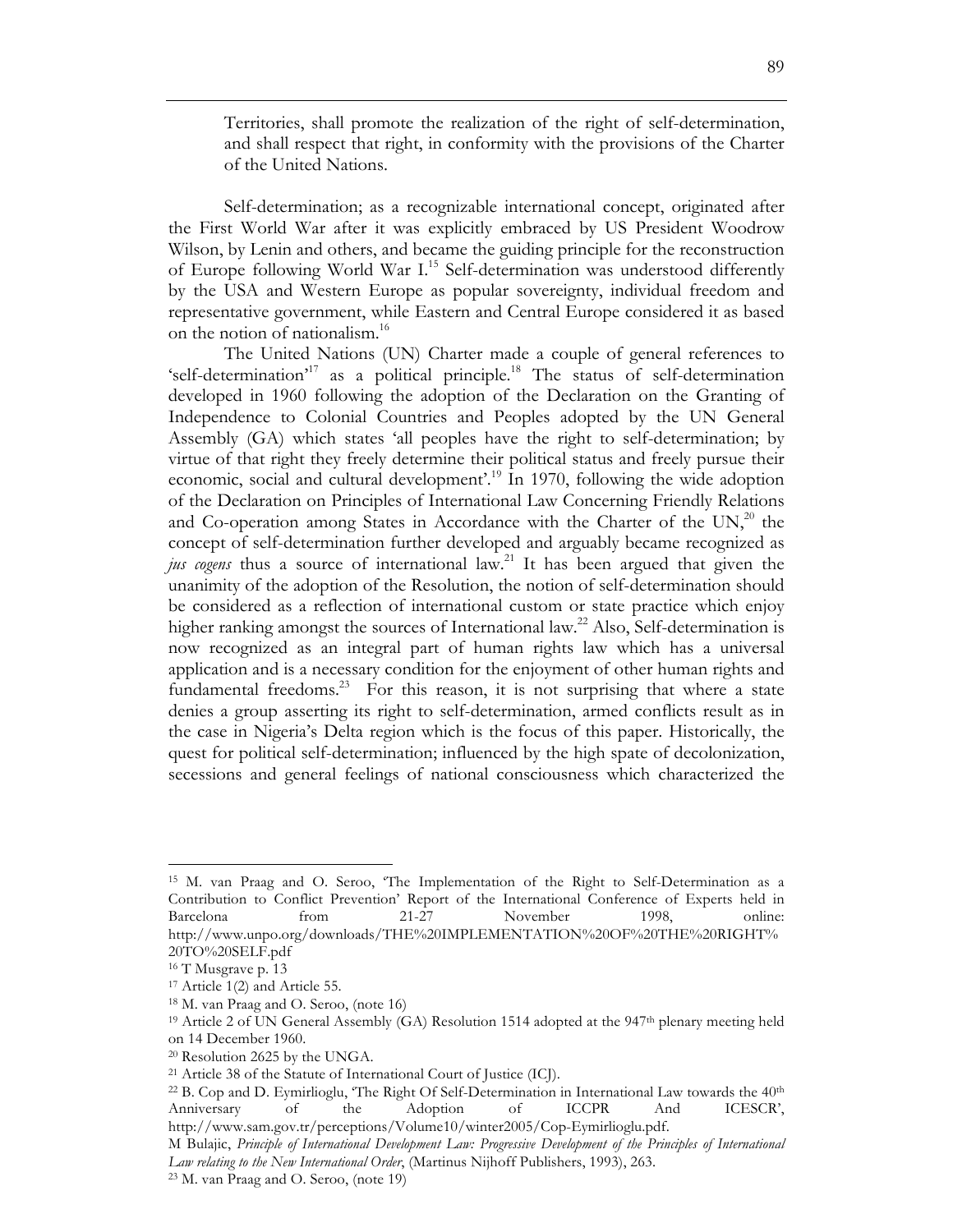Territories, shall promote the realization of the right of self-determination, and shall respect that right, in conformity with the provisions of the Charter of the United Nations.

Self-determination; as a recognizable international concept, originated after the First World War after it was explicitly embraced by US President Woodrow Wilson, by Lenin and others, and became the guiding principle for the reconstruction of Europe following World War I.[15] Self-determination was understood differently by the USA and Western Europe as popular sovereignty, individual freedom and representative government, while Eastern and Central Europe considered it as based on the notion of nationalism.[16]

The United Nations (UN) Charter made a couple of general references to 'self-determination'[17] as a political principle.[18] The status of self-determination developed in 1960 following the adoption of the Declaration on the Granting of Independence to Colonial Countries and Peoples adopted by the UN General Assembly (GA) which states 'all peoples have the right to self-determination; by virtue of that right they freely determine their political status and freely pursue their economic, social and cultural development'.[19] In 1970, following the wide adoption of the Declaration on Principles of International Law Concerning Friendly Relations and Co-operation among States in Accordance with the Charter of the UN,[20] the concept of self-determination further developed and arguably became recognized as *jus cogens* thus a source of international law.[21] It has been argued that given the unanimity of the adoption of the Resolution, the notion of self-determination should be considered as a reflection of international custom or state practice which enjoy higher ranking amongst the sources of International law.[22] Also, Self-determination is now recognized as an integral part of human rights law which has a universal application and is a necessary condition for the enjoyment of other human rights and fundamental freedoms.[23] For this reason, it is not surprising that where a state denies a group asserting its right to self-determination, armed conflicts result as in the case in Nigeria's Delta region which is the focus of this paper. Historically, the quest for political self-determination; influenced by the high spate of decolonization, secessions and general feelings of national consciousness which characterized the

---

[15] M. van Praag and O. Seroo, 'The Implementation of the Right to Self-Determination as a Contribution to Conflict Prevention' Report of the International Conference of Experts held in Barcelona from 21-27 November 1998, online: http://www.unpo.org/downloads/THE%20IMPLEMENTATION%20OF%20THE%20RIGHT%20TO%20SELF.pdf

[16] T Musgrave p. 13

[17] Article 1(2) and Article 55.

[18] M. van Praag and O. Seroo, (note 16)

[19] Article 2 of UN General Assembly (GA) Resolution 1514 adopted at the 947th plenary meeting held on 14 December 1960.

[20] Resolution 2625 by the UNGA.

[21] Article 38 of the Statute of International Court of Justice (ICJ).

[22] B. Cop and D. Eymirlioglu, 'The Right Of Self-Determination in International Law towards the 40th Anniversary of the Adoption of ICCPR And ICESCR', http://www.sam.gov.tr/perceptions/Volume10/winter2005/Cop-Eymirlioglu.pdf.
M Bulajic, *Principle of International Development Law: Progressive Development of the Principles of International Law relating to the New International Order*, (Martinus Nijhoff Publishers, 1993), 263.

[23] M. van Praag and O. Seroo, (note 19)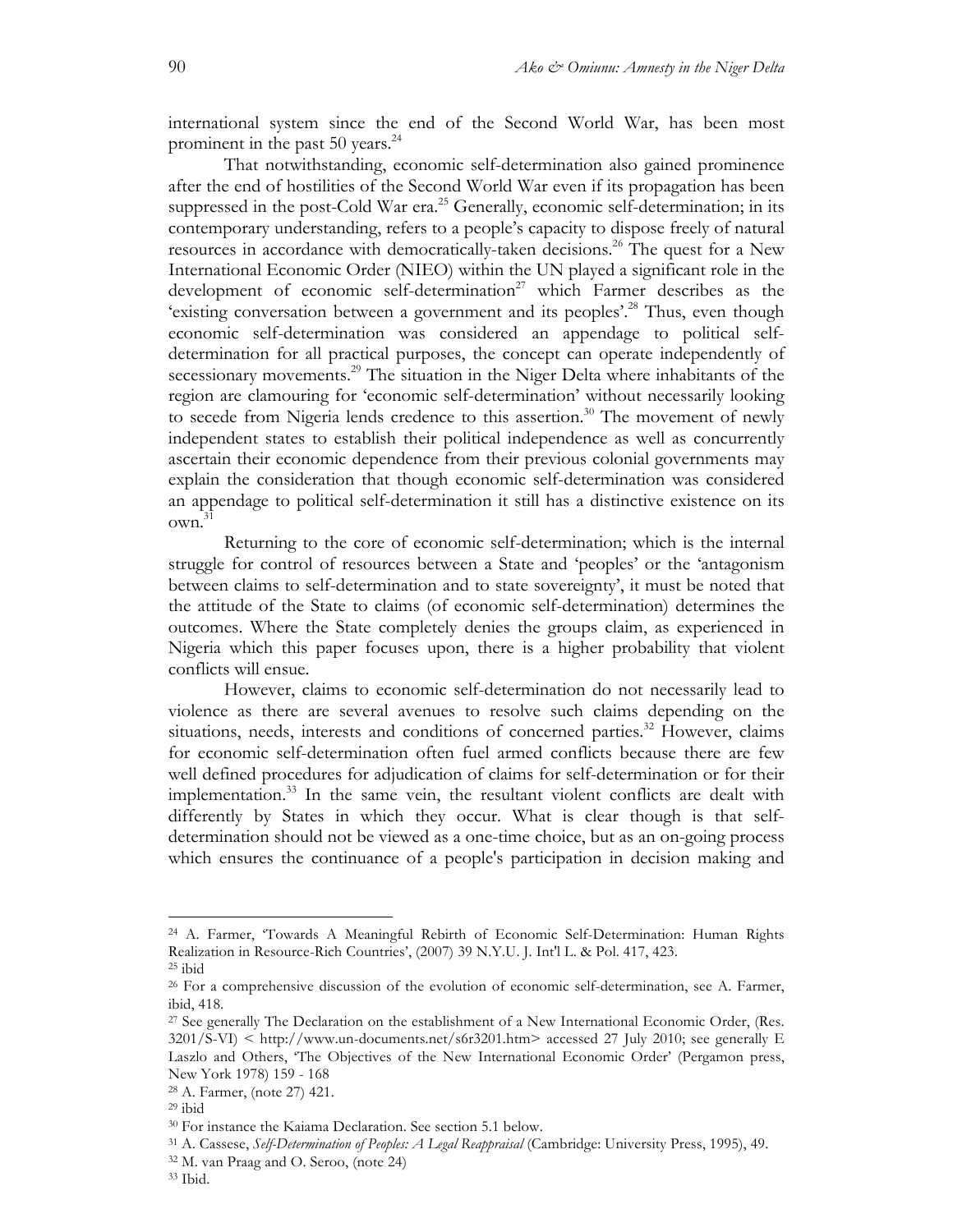international system since the end of the Second World War, has been most prominent in the past 50 years.[24]

That notwithstanding, economic self-determination also gained prominence after the end of hostilities of the Second World War even if its propagation has been suppressed in the post-Cold War era.[25] Generally, economic self-determination; in its contemporary understanding, refers to a people's capacity to dispose freely of natural resources in accordance with democratically-taken decisions.[26] The quest for a New International Economic Order (NIEO) within the UN played a significant role in the development of economic self-determination[27] which Farmer describes as the 'existing conversation between a government and its peoples'.[28] Thus, even though economic self-determination was considered an appendage to political self-determination for all practical purposes, the concept can operate independently of secessionary movements.[29] The situation in the Niger Delta where inhabitants of the region are clamouring for 'economic self-determination' without necessarily looking to secede from Nigeria lends credence to this assertion.[30] The movement of newly independent states to establish their political independence as well as concurrently ascertain their economic dependence from their previous colonial governments may explain the consideration that though economic self-determination was considered an appendage to political self-determination it still has a distinctive existence on its own.[31]

Returning to the core of economic self-determination; which is the internal struggle for control of resources between a State and 'peoples' or the 'antagonism between claims to self-determination and to state sovereignty', it must be noted that the attitude of the State to claims (of economic self-determination) determines the outcomes. Where the State completely denies the groups claim, as experienced in Nigeria which this paper focuses upon, there is a higher probability that violent conflicts will ensue.

However, claims to economic self-determination do not necessarily lead to violence as there are several avenues to resolve such claims depending on the situations, needs, interests and conditions of concerned parties.[32] However, claims for economic self-determination often fuel armed conflicts because there are few well defined procedures for adjudication of claims for self-determination or for their implementation.[33] In the same vein, the resultant violent conflicts are dealt with differently by States in which they occur. What is clear though is that self-determination should not be viewed as a one-time choice, but as an on-going process which ensures the continuance of a people's participation in decision making and

---

[24] A. Farmer, 'Towards A Meaningful Rebirth of Economic Self-Determination: Human Rights Realization in Resource-Rich Countries', (2007) 39 N.Y.U. J. Int'l L. & Pol. 417, 423.

[25] ibid

[26] For a comprehensive discussion of the evolution of economic self-determination, see A. Farmer, ibid, 418.

[27] See generally The Declaration on the establishment of a New International Economic Order, (Res. 3201/S-VI) < http://www.un-documents.net/s6r3201.htm> accessed 27 July 2010; see generally E Laszlo and Others, 'The Objectives of the New International Economic Order' (Pergamon press, New York 1978) 159 - 168

[28] A. Farmer, (note 27) 421.

[29] ibid

[30] For instance the Kaiama Declaration. See section 5.1 below.

[31] A. Cassese, *Self-Determination of Peoples: A Legal Reappraisal* (Cambridge: University Press, 1995), 49.

[32] M. van Praag and O. Seroo, (note 24)

[33] Ibid.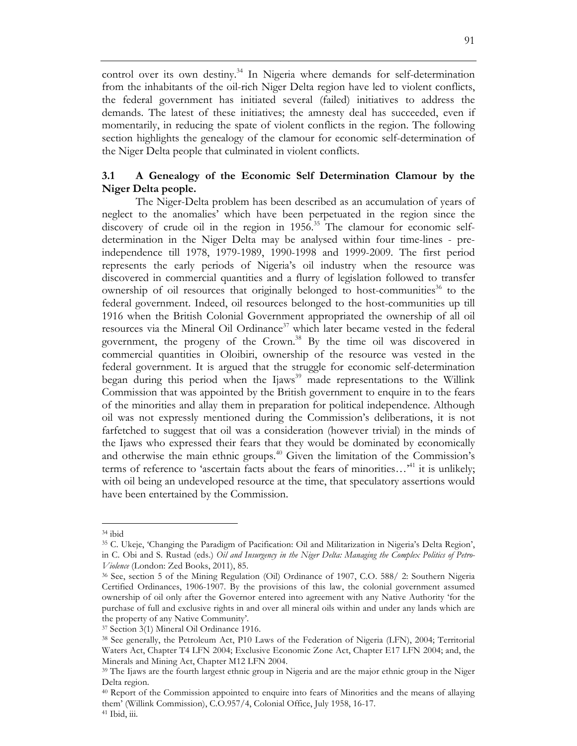control over its own destiny.[34] In Nigeria where demands for self-determination from the inhabitants of the oil-rich Niger Delta region have led to violent conflicts, the federal government has initiated several (failed) initiatives to address the demands. The latest of these initiatives; the amnesty deal has succeeded, even if momentarily, in reducing the spate of violent conflicts in the region. The following section highlights the genealogy of the clamour for economic self-determination of the Niger Delta people that culminated in violent conflicts.

### 3.1 A Genealogy of the Economic Self Determination Clamour by the Niger Delta people.

The Niger-Delta problem has been described as an accumulation of years of neglect to the anomalies' which have been perpetuated in the region since the discovery of crude oil in the region in 1956.[35] The clamour for economic self-determination in the Niger Delta may be analysed within four time-lines - pre-independence till 1978, 1979-1989, 1990-1998 and 1999-2009. The first period represents the early periods of Nigeria's oil industry when the resource was discovered in commercial quantities and a flurry of legislation followed to transfer ownership of oil resources that originally belonged to host-communities[36] to the federal government. Indeed, oil resources belonged to the host-communities up till 1916 when the British Colonial Government appropriated the ownership of all oil resources via the Mineral Oil Ordinance[37] which later became vested in the federal government, the progeny of the Crown.[38] By the time oil was discovered in commercial quantities in Oloibiri, ownership of the resource was vested in the federal government. It is argued that the struggle for economic self-determination began during this period when the Ijaws[39] made representations to the Willink Commission that was appointed by the British government to enquire in to the fears of the minorities and allay them in preparation for political independence. Although oil was not expressly mentioned during the Commission's deliberations, it is not farfetched to suggest that oil was a consideration (however trivial) in the minds of the Ijaws who expressed their fears that they would be dominated by economically and otherwise the main ethnic groups.[40] Given the limitation of the Commission's terms of reference to 'ascertain facts about the fears of minorities…'[41] it is unlikely; with oil being an undeveloped resource at the time, that speculatory assertions would have been entertained by the Commission.

---

[34] ibid

[35] C. Ukeje, 'Changing the Paradigm of Pacification: Oil and Militarization in Nigeria's Delta Region', in C. Obi and S. Rustad (eds.) *Oil and Insurgency in the Niger Delta: Managing the Complex Politics of Petro-Violence* (London: Zed Books, 2011), 85.

[36] See, section 5 of the Mining Regulation (Oil) Ordinance of 1907, C.O. 588/ 2: Southern Nigeria Certified Ordinances, 1906-1907. By the provisions of this law, the colonial government assumed ownership of oil only after the Governor entered into agreement with any Native Authority 'for the purchase of full and exclusive rights in and over all mineral oils within and under any lands which are the property of any Native Community'.

[37] Section 3(1) Mineral Oil Ordinance 1916.

[38] See generally, the Petroleum Act, P10 Laws of the Federation of Nigeria (LFN), 2004; Territorial Waters Act, Chapter T4 LFN 2004; Exclusive Economic Zone Act, Chapter E17 LFN 2004; and, the Minerals and Mining Act, Chapter M12 LFN 2004.

[39] The Ijaws are the fourth largest ethnic group in Nigeria and are the major ethnic group in the Niger Delta region.

[40] Report of the Commission appointed to enquire into fears of Minorities and the means of allaying them' (Willink Commission), C.O.957/4, Colonial Office, July 1958, 16-17.

[41] Ibid, iii.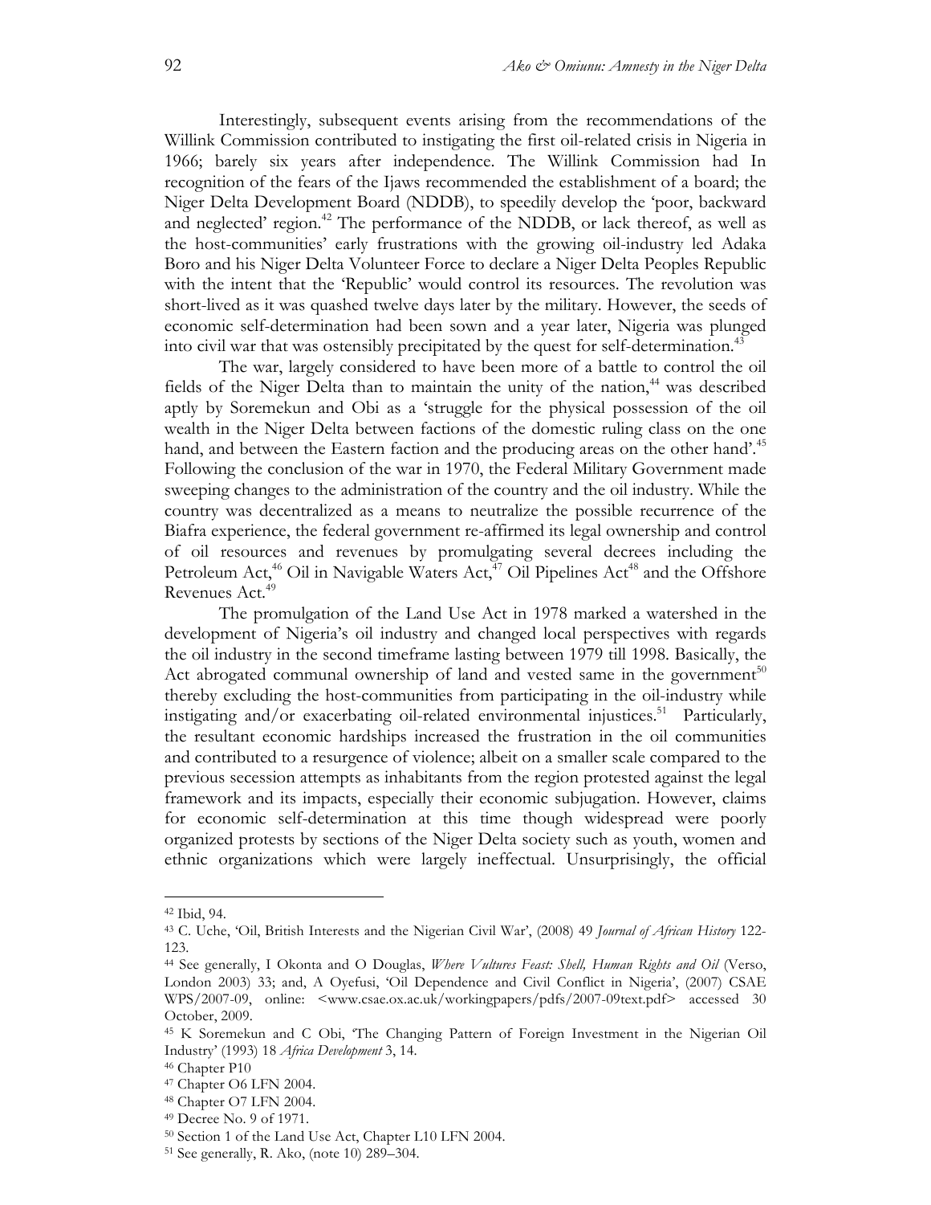Interestingly, subsequent events arising from the recommendations of the Willink Commission contributed to instigating the first oil-related crisis in Nigeria in 1966; barely six years after independence. The Willink Commission had In recognition of the fears of the Ijaws recommended the establishment of a board; the Niger Delta Development Board (NDDB), to speedily develop the 'poor, backward and neglected' region.[42] The performance of the NDDB, or lack thereof, as well as the host-communities' early frustrations with the growing oil-industry led Adaka Boro and his Niger Delta Volunteer Force to declare a Niger Delta Peoples Republic with the intent that the 'Republic' would control its resources. The revolution was short-lived as it was quashed twelve days later by the military. However, the seeds of economic self-determination had been sown and a year later, Nigeria was plunged into civil war that was ostensibly precipitated by the quest for self-determination.[43]

The war, largely considered to have been more of a battle to control the oil fields of the Niger Delta than to maintain the unity of the nation,[44] was described aptly by Soremekun and Obi as a 'struggle for the physical possession of the oil wealth in the Niger Delta between factions of the domestic ruling class on the one hand, and between the Eastern faction and the producing areas on the other hand'.[45] Following the conclusion of the war in 1970, the Federal Military Government made sweeping changes to the administration of the country and the oil industry. While the country was decentralized as a means to neutralize the possible recurrence of the Biafra experience, the federal government re-affirmed its legal ownership and control of oil resources and revenues by promulgating several decrees including the Petroleum Act,[46] Oil in Navigable Waters Act,[47] Oil Pipelines Act[48] and the Offshore Revenues Act.[49]

The promulgation of the Land Use Act in 1978 marked a watershed in the development of Nigeria's oil industry and changed local perspectives with regards the oil industry in the second timeframe lasting between 1979 till 1998. Basically, the Act abrogated communal ownership of land and vested same in the government[50] thereby excluding the host-communities from participating in the oil-industry while instigating and/or exacerbating oil-related environmental injustices.[51] Particularly, the resultant economic hardships increased the frustration in the oil communities and contributed to a resurgence of violence; albeit on a smaller scale compared to the previous secession attempts as inhabitants from the region protested against the legal framework and its impacts, especially their economic subjugation. However, claims for economic self-determination at this time though widespread were poorly organized protests by sections of the Niger Delta society such as youth, women and ethnic organizations which were largely ineffectual. Unsurprisingly, the official

---

[42] Ibid, 94.

[43] C. Uche, 'Oil, British Interests and the Nigerian Civil War', (2008) 49 *Journal of African History* 122-123.

[44] See generally, I Okonta and O Douglas, *Where Vultures Feast: Shell, Human Rights and Oil* (Verso, London 2003) 33; and, A Oyefusi, 'Oil Dependence and Civil Conflict in Nigeria', (2007) CSAE WPS/2007-09, online: <www.csae.ox.ac.uk/workingpapers/pdfs/2007-09text.pdf> accessed 30 October, 2009.

[45] K Soremekun and C Obi, 'The Changing Pattern of Foreign Investment in the Nigerian Oil Industry' (1993) 18 *Africa Development* 3, 14.

[46] Chapter P10

[47] Chapter O6 LFN 2004.

[48] Chapter O7 LFN 2004.

[49] Decree No. 9 of 1971.

[50] Section 1 of the Land Use Act, Chapter L10 LFN 2004.

[51] See generally, R. Ako, (note 10) 289–304.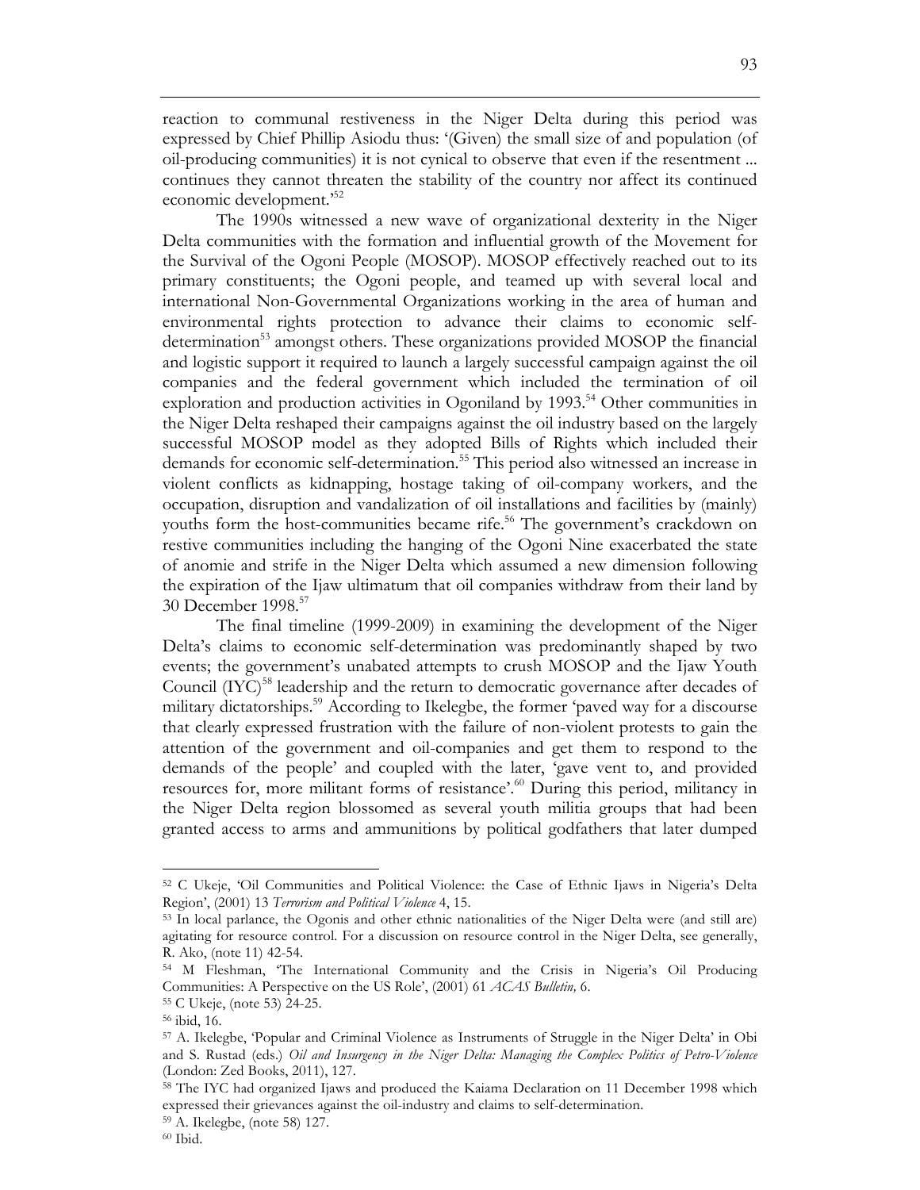reaction to communal restiveness in the Niger Delta during this period was expressed by Chief Phillip Asiodu thus: '(Given) the small size of and population (of oil-producing communities) it is not cynical to observe that even if the resentment ... continues they cannot threaten the stability of the country nor affect its continued economic development.'[52]

The 1990s witnessed a new wave of organizational dexterity in the Niger Delta communities with the formation and influential growth of the Movement for the Survival of the Ogoni People (MOSOP). MOSOP effectively reached out to its primary constituents; the Ogoni people, and teamed up with several local and international Non-Governmental Organizations working in the area of human and environmental rights protection to advance their claims to economic self-determination[53] amongst others. These organizations provided MOSOP the financial and logistic support it required to launch a largely successful campaign against the oil companies and the federal government which included the termination of oil exploration and production activities in Ogoniland by 1993.[54] Other communities in the Niger Delta reshaped their campaigns against the oil industry based on the largely successful MOSOP model as they adopted Bills of Rights which included their demands for economic self-determination.[55] This period also witnessed an increase in violent conflicts as kidnapping, hostage taking of oil-company workers, and the occupation, disruption and vandalization of oil installations and facilities by (mainly) youths form the host-communities became rife.[56] The government's crackdown on restive communities including the hanging of the Ogoni Nine exacerbated the state of anomie and strife in the Niger Delta which assumed a new dimension following the expiration of the Ijaw ultimatum that oil companies withdraw from their land by 30 December 1998.[57]

The final timeline (1999-2009) in examining the development of the Niger Delta's claims to economic self-determination was predominantly shaped by two events; the government's unabated attempts to crush MOSOP and the Ijaw Youth Council (IYC)[58] leadership and the return to democratic governance after decades of military dictatorships.[59] According to Ikelegbe, the former 'paved way for a discourse that clearly expressed frustration with the failure of non-violent protests to gain the attention of the government and oil-companies and get them to respond to the demands of the people' and coupled with the later, 'gave vent to, and provided resources for, more militant forms of resistance'.[60] During this period, militancy in the Niger Delta region blossomed as several youth militia groups that had been granted access to arms and ammunitions by political godfathers that later dumped

---

[52] C Ukeje, 'Oil Communities and Political Violence: the Case of Ethnic Ijaws in Nigeria's Delta Region', (2001) 13 *Terrorism and Political Violence* 4, 15.

[53] In local parlance, the Ogonis and other ethnic nationalities of the Niger Delta were (and still are) agitating for resource control. For a discussion on resource control in the Niger Delta, see generally, R. Ako, (note 11) 42-54.

[54] M Fleshman, 'The International Community and the Crisis in Nigeria's Oil Producing Communities: A Perspective on the US Role', (2001) 61 *ACAS Bulletin,* 6.

[55] C Ukeje, (note 53) 24-25.

[56] ibid, 16.

[57] A. Ikelegbe, 'Popular and Criminal Violence as Instruments of Struggle in the Niger Delta' in Obi and S. Rustad (eds.) *Oil and Insurgency in the Niger Delta: Managing the Complex Politics of Petro-Violence* (London: Zed Books, 2011), 127.

[58] The IYC had organized Ijaws and produced the Kaiama Declaration on 11 December 1998 which expressed their grievances against the oil-industry and claims to self-determination.

[59] A. Ikelegbe, (note 58) 127.

[60] Ibid.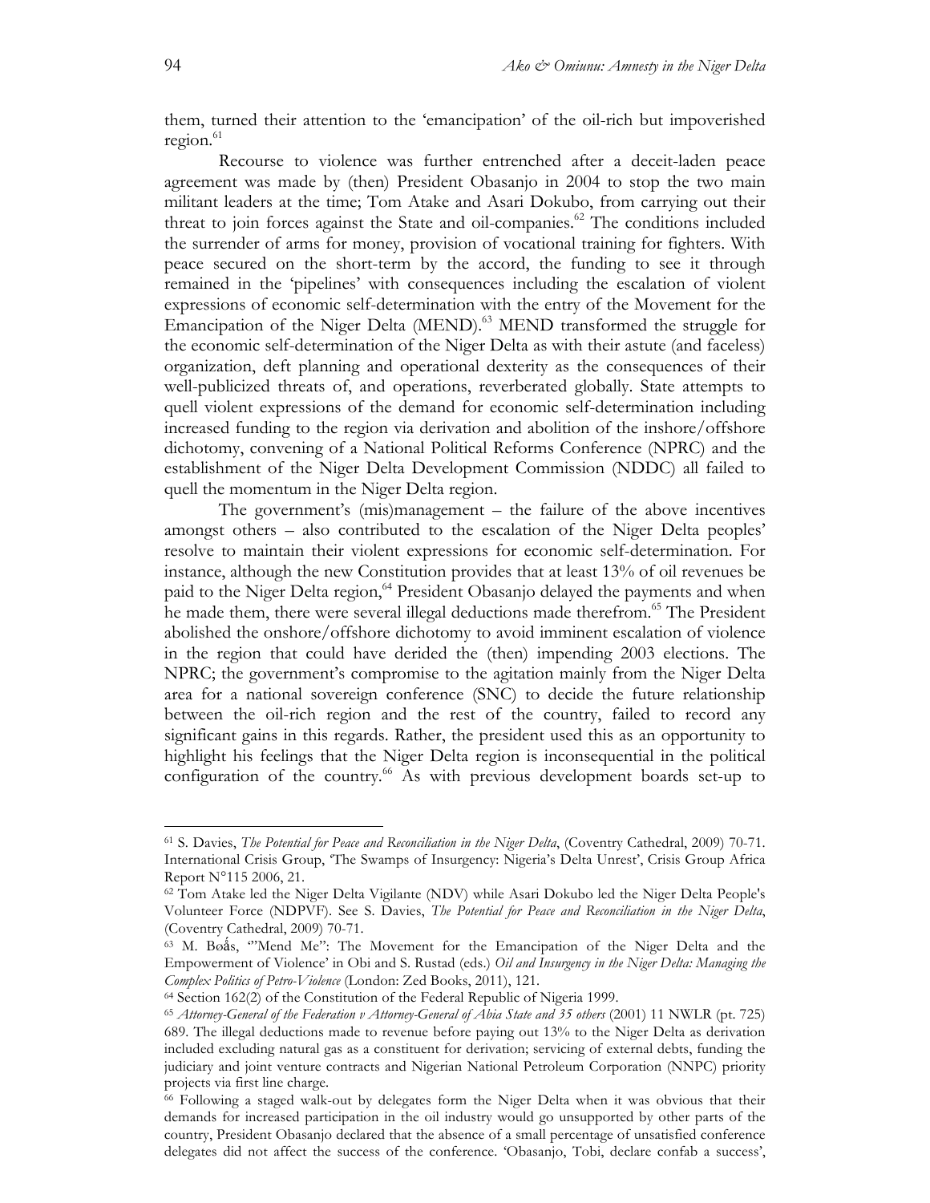them, turned their attention to the 'emancipation' of the oil-rich but impoverished region.[61]

Recourse to violence was further entrenched after a deceit-laden peace agreement was made by (then) President Obasanjo in 2004 to stop the two main militant leaders at the time; Tom Atake and Asari Dokubo, from carrying out their threat to join forces against the State and oil-companies.[62] The conditions included the surrender of arms for money, provision of vocational training for fighters. With peace secured on the short-term by the accord, the funding to see it through remained in the 'pipelines' with consequences including the escalation of violent expressions of economic self-determination with the entry of the Movement for the Emancipation of the Niger Delta (MEND).[63] MEND transformed the struggle for the economic self-determination of the Niger Delta as with their astute (and faceless) organization, deft planning and operational dexterity as the consequences of their well-publicized threats of, and operations, reverberated globally. State attempts to quell violent expressions of the demand for economic self-determination including increased funding to the region via derivation and abolition of the inshore/offshore dichotomy, convening of a National Political Reforms Conference (NPRC) and the establishment of the Niger Delta Development Commission (NDDC) all failed to quell the momentum in the Niger Delta region.

The government's (mis)management – the failure of the above incentives amongst others – also contributed to the escalation of the Niger Delta peoples' resolve to maintain their violent expressions for economic self-determination. For instance, although the new Constitution provides that at least 13% of oil revenues be paid to the Niger Delta region,[64] President Obasanjo delayed the payments and when he made them, there were several illegal deductions made therefrom.[65] The President abolished the onshore/offshore dichotomy to avoid imminent escalation of violence in the region that could have derided the (then) impending 2003 elections. The NPRC; the government's compromise to the agitation mainly from the Niger Delta area for a national sovereign conference (SNC) to decide the future relationship between the oil-rich region and the rest of the country, failed to record any significant gains in this regards. Rather, the president used this as an opportunity to highlight his feelings that the Niger Delta region is inconsequential in the political configuration of the country.[66] As with previous development boards set-up to

---

[61] S. Davies, *The Potential for Peace and Reconciliation in the Niger Delta*, (Coventry Cathedral, 2009) 70-71. International Crisis Group, 'The Swamps of Insurgency: Nigeria's Delta Unrest', Crisis Group Africa Report N°115 2006, 21.

[62] Tom Atake led the Niger Delta Vigilante (NDV) while Asari Dokubo led the Niger Delta People's Volunteer Force (NDPVF). See S. Davies, *The Potential for Peace and Reconciliation in the Niger Delta*, (Coventry Cathedral, 2009) 70-71.

[63] M. Bøås, '"Mend Me": The Movement for the Emancipation of the Niger Delta and the Empowerment of Violence' in Obi and S. Rustad (eds.) *Oil and Insurgency in the Niger Delta: Managing the Complex Politics of Petro-Violence* (London: Zed Books, 2011), 121.

[64] Section 162(2) of the Constitution of the Federal Republic of Nigeria 1999.

[65] *Attorney-General of the Federation v Attorney-General of Abia State and 35 others* (2001) 11 NWLR (pt. 725) 689. The illegal deductions made to revenue before paying out 13% to the Niger Delta as derivation included excluding natural gas as a constituent for derivation; servicing of external debts, funding the judiciary and joint venture contracts and Nigerian National Petroleum Corporation (NNPC) priority projects via first line charge.

[66] Following a staged walk-out by delegates form the Niger Delta when it was obvious that their demands for increased participation in the oil industry would go unsupported by other parts of the country, President Obasanjo declared that the absence of a small percentage of unsatisfied conference delegates did not affect the success of the conference. 'Obasanjo, Tobi, declare confab a success',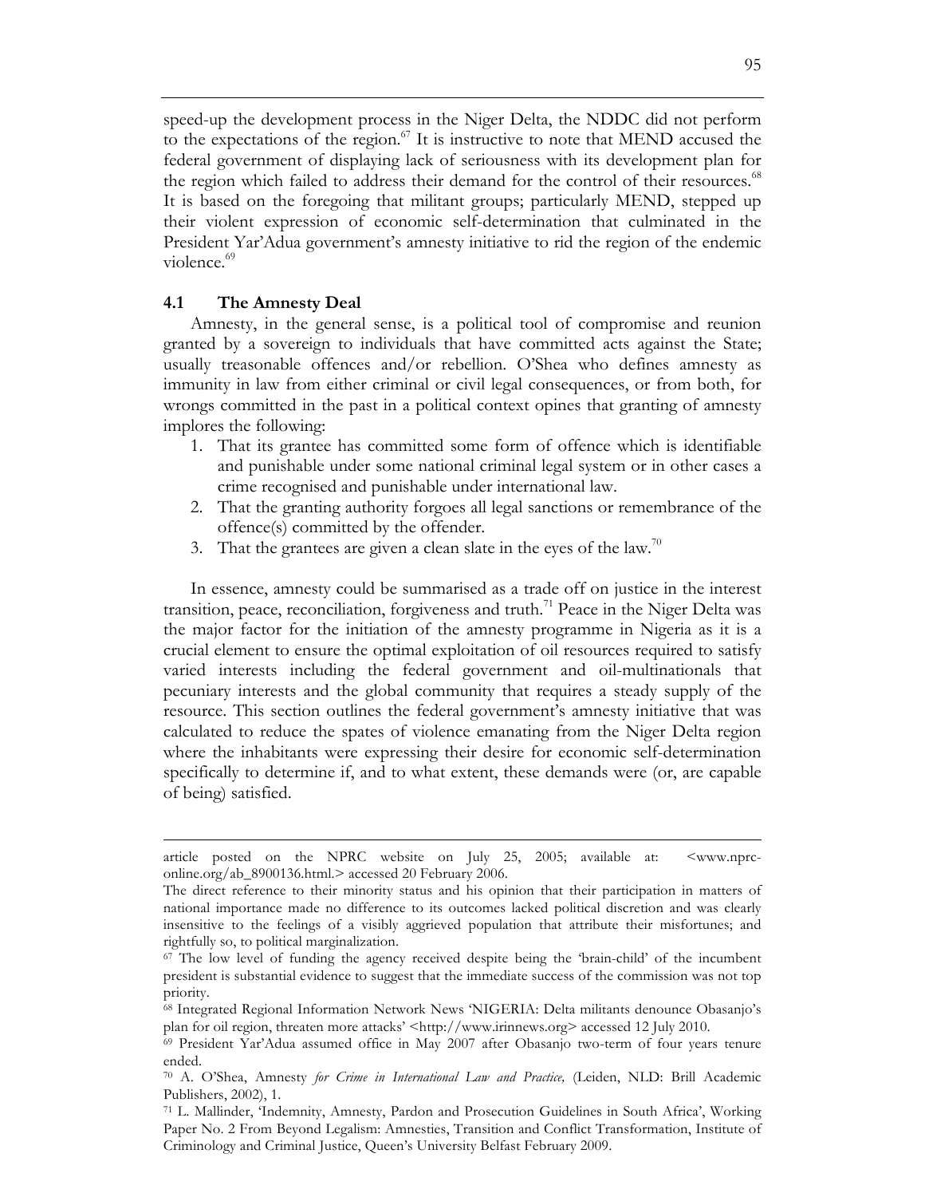speed-up the development process in the Niger Delta, the NDDC did not perform to the expectations of the region.[67] It is instructive to note that MEND accused the federal government of displaying lack of seriousness with its development plan for the region which failed to address their demand for the control of their resources.[68] It is based on the foregoing that militant groups; particularly MEND, stepped up their violent expression of economic self-determination that culminated in the President Yar'Adua government's amnesty initiative to rid the region of the endemic violence.[69]

### 4.1 The Amnesty Deal

Amnesty, in the general sense, is a political tool of compromise and reunion granted by a sovereign to individuals that have committed acts against the State; usually treasonable offences and/or rebellion. O'Shea who defines amnesty as immunity in law from either criminal or civil legal consequences, or from both, for wrongs committed in the past in a political context opines that granting of amnesty implores the following:

1. That its grantee has committed some form of offence which is identifiable and punishable under some national criminal legal system or in other cases a crime recognised and punishable under international law.
2. That the granting authority forgoes all legal sanctions or remembrance of the offence(s) committed by the offender.
3. That the grantees are given a clean slate in the eyes of the law.[70]

In essence, amnesty could be summarised as a trade off on justice in the interest transition, peace, reconciliation, forgiveness and truth.[71] Peace in the Niger Delta was the major factor for the initiation of the amnesty programme in Nigeria as it is a crucial element to ensure the optimal exploitation of oil resources required to satisfy varied interests including the federal government and oil-multinationals that pecuniary interests and the global community that requires a steady supply of the resource. This section outlines the federal government's amnesty initiative that was calculated to reduce the spates of violence emanating from the Niger Delta region where the inhabitants were expressing their desire for economic self-determination specifically to determine if, and to what extent, these demands were (or, are capable of being) satisfied.

---

article posted on the NPRC website on July 25, 2005; available at: <www.nprc-online.org/ab_8900136.html.> accessed 20 February 2006.

The direct reference to their minority status and his opinion that their participation in matters of national importance made no difference to its outcomes lacked political discretion and was clearly insensitive to the feelings of a visibly aggrieved population that attribute their misfortunes; and rightfully so, to political marginalization.

[67] The low level of funding the agency received despite being the 'brain-child' of the incumbent president is substantial evidence to suggest that the immediate success of the commission was not top priority.

[68] Integrated Regional Information Network News 'NIGERIA: Delta militants denounce Obasanjo's plan for oil region, threaten more attacks' <http://www.irinnews.org> accessed 12 July 2010.

[69] President Yar'Adua assumed office in May 2007 after Obasanjo two-term of four years tenure ended.

[70] A. O'Shea, Amnesty *for Crime in International Law and Practice,* (Leiden, NLD: Brill Academic Publishers, 2002), 1.

[71] L. Mallinder, 'Indemnity, Amnesty, Pardon and Prosecution Guidelines in South Africa', Working Paper No. 2 From Beyond Legalism: Amnesties, Transition and Conflict Transformation, Institute of Criminology and Criminal Justice, Queen's University Belfast February 2009.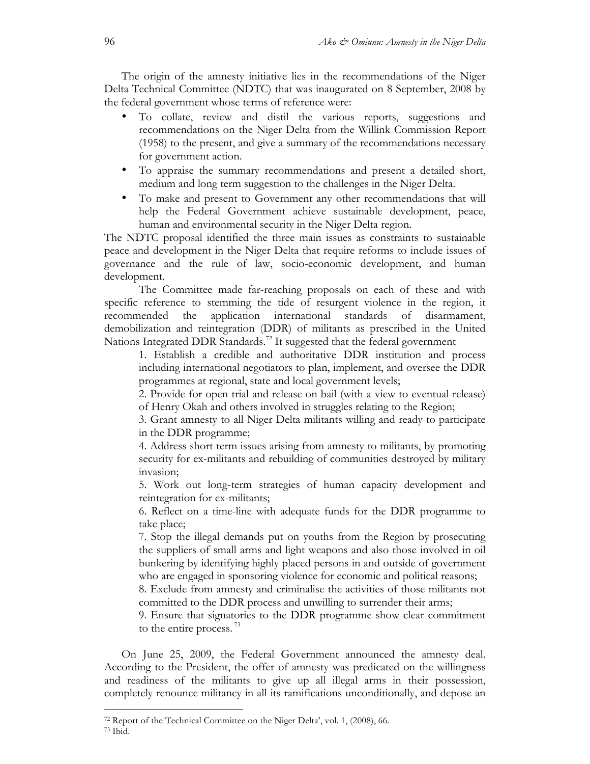The origin of the amnesty initiative lies in the recommendations of the Niger Delta Technical Committee (NDTC) that was inaugurated on 8 September, 2008 by the federal government whose terms of reference were:

- To collate, review and distil the various reports, suggestions and recommendations on the Niger Delta from the Willink Commission Report (1958) to the present, and give a summary of the recommendations necessary for government action.
- To appraise the summary recommendations and present a detailed short, medium and long term suggestion to the challenges in the Niger Delta.
- To make and present to Government any other recommendations that will help the Federal Government achieve sustainable development, peace, human and environmental security in the Niger Delta region.

The NDTC proposal identified the three main issues as constraints to sustainable peace and development in the Niger Delta that require reforms to include issues of governance and the rule of law, socio-economic development, and human development.

The Committee made far-reaching proposals on each of these and with specific reference to stemming the tide of resurgent violence in the region, it recommended the application international standards of disarmament, demobilization and reintegration (DDR) of militants as prescribed in the United Nations Integrated DDR Standards.[72] It suggested that the federal government

> 1. Establish a credible and authoritative DDR institution and process including international negotiators to plan, implement, and oversee the DDR programmes at regional, state and local government levels;
> 2. Provide for open trial and release on bail (with a view to eventual release) of Henry Okah and others involved in struggles relating to the Region;
> 3. Grant amnesty to all Niger Delta militants willing and ready to participate in the DDR programme;
> 4. Address short term issues arising from amnesty to militants, by promoting security for ex-militants and rebuilding of communities destroyed by military invasion;
> 5. Work out long-term strategies of human capacity development and reintegration for ex-militants;
> 6. Reflect on a time-line with adequate funds for the DDR programme to take place;
> 7. Stop the illegal demands put on youths from the Region by prosecuting the suppliers of small arms and light weapons and also those involved in oil bunkering by identifying highly placed persons in and outside of government who are engaged in sponsoring violence for economic and political reasons;
> 8. Exclude from amnesty and criminalise the activities of those militants not committed to the DDR process and unwilling to surrender their arms;
> 9. Ensure that signatories to the DDR programme show clear commitment to the entire process.[73]

On June 25, 2009, the Federal Government announced the amnesty deal. According to the President, the offer of amnesty was predicated on the willingness and readiness of the militants to give up all illegal arms in their possession, completely renounce militancy in all its ramifications unconditionally, and depose an

---

[72] Report of the Technical Committee on the Niger Delta', vol. 1, (2008), 66.

[73] Ibid.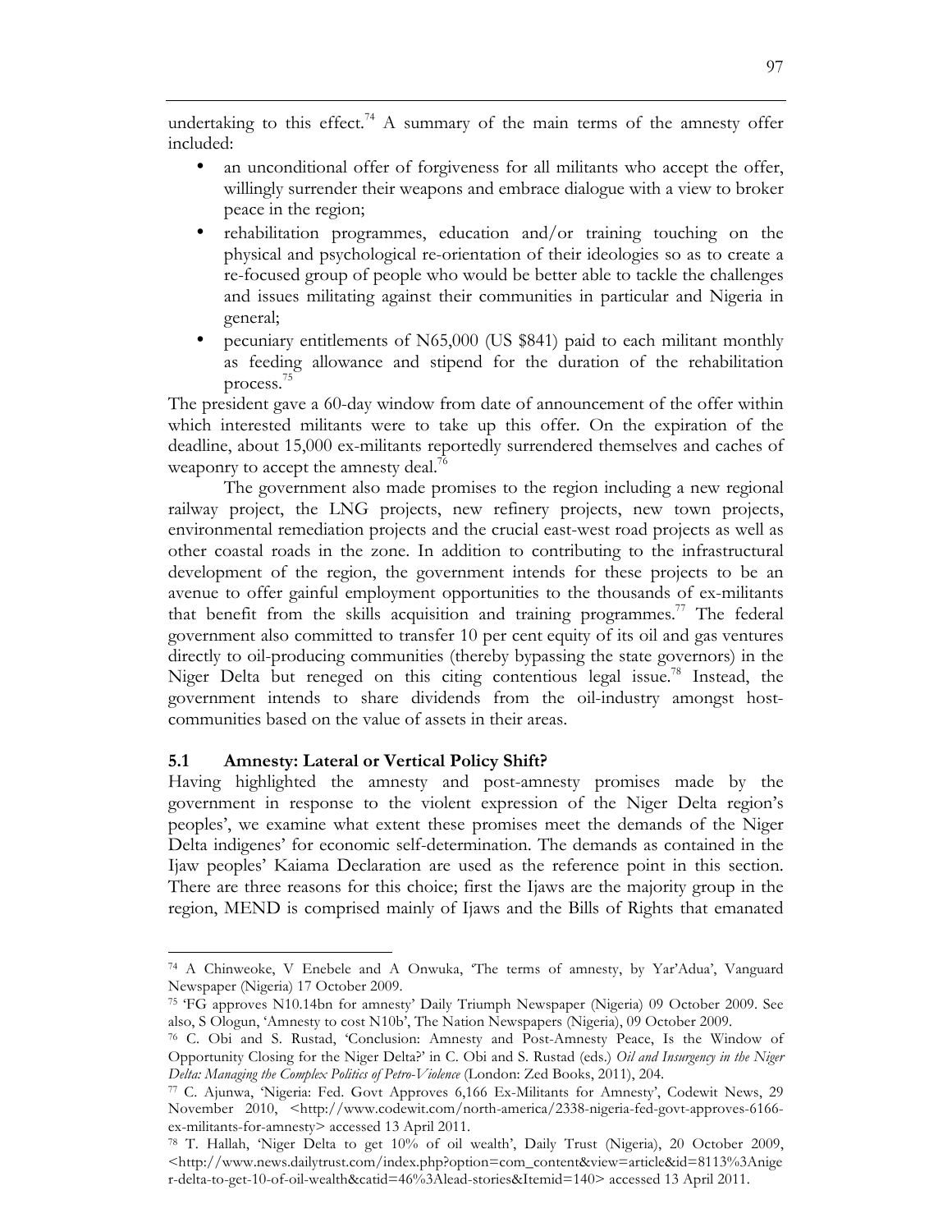undertaking to this effect.[74] A summary of the main terms of the amnesty offer included:

- an unconditional offer of forgiveness for all militants who accept the offer, willingly surrender their weapons and embrace dialogue with a view to broker peace in the region;
- rehabilitation programmes, education and/or training touching on the physical and psychological re-orientation of their ideologies so as to create a re-focused group of people who would be better able to tackle the challenges and issues militating against their communities in particular and Nigeria in general;
- pecuniary entitlements of N65,000 (US $841) paid to each militant monthly as feeding allowance and stipend for the duration of the rehabilitation process.[75]

The president gave a 60-day window from date of announcement of the offer within which interested militants were to take up this offer. On the expiration of the deadline, about 15,000 ex-militants reportedly surrendered themselves and caches of weaponry to accept the amnesty deal.[76]

The government also made promises to the region including a new regional railway project, the LNG projects, new refinery projects, new town projects, environmental remediation projects and the crucial east-west road projects as well as other coastal roads in the zone. In addition to contributing to the infrastructural development of the region, the government intends for these projects to be an avenue to offer gainful employment opportunities to the thousands of ex-militants that benefit from the skills acquisition and training programmes.[77] The federal government also committed to transfer 10 per cent equity of its oil and gas ventures directly to oil-producing communities (thereby bypassing the state governors) in the Niger Delta but reneged on this citing contentious legal issue.[78] Instead, the government intends to share dividends from the oil-industry amongst host-communities based on the value of assets in their areas.

### 5.1 Amnesty: Lateral or Vertical Policy Shift?

Having highlighted the amnesty and post-amnesty promises made by the government in response to the violent expression of the Niger Delta region's peoples', we examine what extent these promises meet the demands of the Niger Delta indigenes' for economic self-determination. The demands as contained in the Ijaw peoples' Kaiama Declaration are used as the reference point in this section. There are three reasons for this choice; first the Ijaws are the majority group in the region, MEND is comprised mainly of Ijaws and the Bills of Rights that emanated

---

[74] A Chinweoke, V Enebele and A Onwuka, 'The terms of amnesty, by Yar'Adua', Vanguard Newspaper (Nigeria) 17 October 2009.

[75] 'FG approves N10.14bn for amnesty' Daily Triumph Newspaper (Nigeria) 09 October 2009. See also, S Ologun, 'Amnesty to cost N10b', The Nation Newspapers (Nigeria), 09 October 2009.

[76] C. Obi and S. Rustad, 'Conclusion: Amnesty and Post-Amnesty Peace, Is the Window of Opportunity Closing for the Niger Delta?' in C. Obi and S. Rustad (eds.) *Oil and Insurgency in the Niger Delta: Managing the Complex Politics of Petro-Violence* (London: Zed Books, 2011), 204.

[77] C. Ajunwa, 'Nigeria: Fed. Govt Approves 6,166 Ex-Militants for Amnesty', Codewit News, 29 November 2010, <http://www.codewit.com/north-america/2338-nigeria-fed-govt-approves-6166-ex-militants-for-amnesty> accessed 13 April 2011.

[78] T. Hallah, 'Niger Delta to get 10% of oil wealth', Daily Trust (Nigeria), 20 October 2009, <http://www.news.dailytrust.com/index.php?option=com_content&view=article&id=8113%3Aniger-delta-to-get-10-of-oil-wealth&catid=46%3Alead-stories&Itemid=140> accessed 13 April 2011.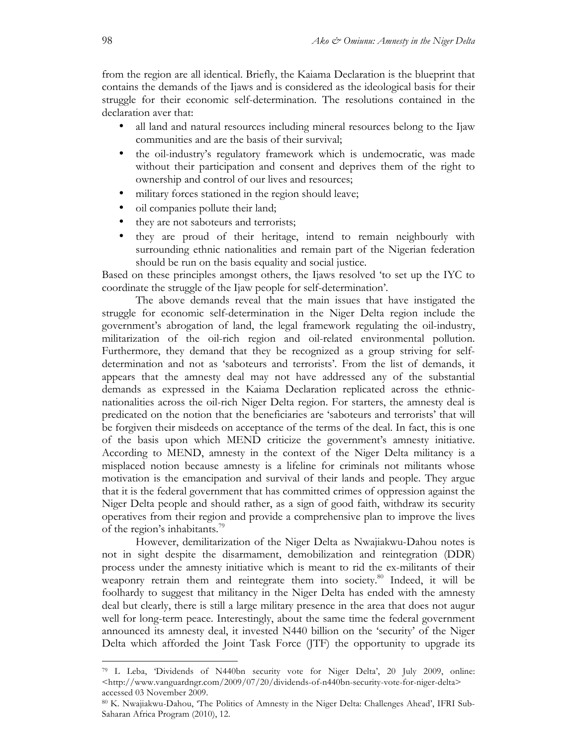from the region are all identical. Briefly, the Kaiama Declaration is the blueprint that contains the demands of the Ijaws and is considered as the ideological basis for their struggle for their economic self-determination. The resolutions contained in the declaration aver that:

- all land and natural resources including mineral resources belong to the Ijaw communities and are the basis of their survival;
- the oil-industry's regulatory framework which is undemocratic, was made without their participation and consent and deprives them of the right to ownership and control of our lives and resources;
- military forces stationed in the region should leave;
- oil companies pollute their land;
- they are not saboteurs and terrorists;
- they are proud of their heritage, intend to remain neighbourly with surrounding ethnic nationalities and remain part of the Nigerian federation should be run on the basis equality and social justice.

Based on these principles amongst others, the Ijaws resolved 'to set up the IYC to coordinate the struggle of the Ijaw people for self-determination'.

The above demands reveal that the main issues that have instigated the struggle for economic self-determination in the Niger Delta region include the government's abrogation of land, the legal framework regulating the oil-industry, militarization of the oil-rich region and oil-related environmental pollution. Furthermore, they demand that they be recognized as a group striving for self-determination and not as 'saboteurs and terrorists'. From the list of demands, it appears that the amnesty deal may not have addressed any of the substantial demands as expressed in the Kaiama Declaration replicated across the ethnic-nationalities across the oil-rich Niger Delta region. For starters, the amnesty deal is predicated on the notion that the beneficiaries are 'saboteurs and terrorists' that will be forgiven their misdeeds on acceptance of the terms of the deal. In fact, this is one of the basis upon which MEND criticize the government's amnesty initiative. According to MEND, amnesty in the context of the Niger Delta militancy is a misplaced notion because amnesty is a lifeline for criminals not militants whose motivation is the emancipation and survival of their lands and people. They argue that it is the federal government that has committed crimes of oppression against the Niger Delta people and should rather, as a sign of good faith, withdraw its security operatives from their region and provide a comprehensive plan to improve the lives of the region's inhabitants.[79]

However, demilitarization of the Niger Delta as Nwajiakwu-Dahou notes is not in sight despite the disarmament, demobilization and reintegration (DDR) process under the amnesty initiative which is meant to rid the ex-militants of their weaponry retrain them and reintegrate them into society.[80] Indeed, it will be foolhardy to suggest that militancy in the Niger Delta has ended with the amnesty deal but clearly, there is still a large military presence in the area that does not augur well for long-term peace. Interestingly, about the same time the federal government announced its amnesty deal, it invested N440 billion on the 'security' of the Niger Delta which afforded the Joint Task Force (JTF) the opportunity to upgrade its

---

[79] L Leba, 'Dividends of N440bn security vote for Niger Delta', 20 July 2009, online: <http://www.vanguardngr.com/2009/07/20/dividends-of-n440bn-security-vote-for-niger-delta> accessed 03 November 2009.

[80] K. Nwajiakwu-Dahou, 'The Politics of Amnesty in the Niger Delta: Challenges Ahead', IFRI Sub-Saharan Africa Program (2010), 12.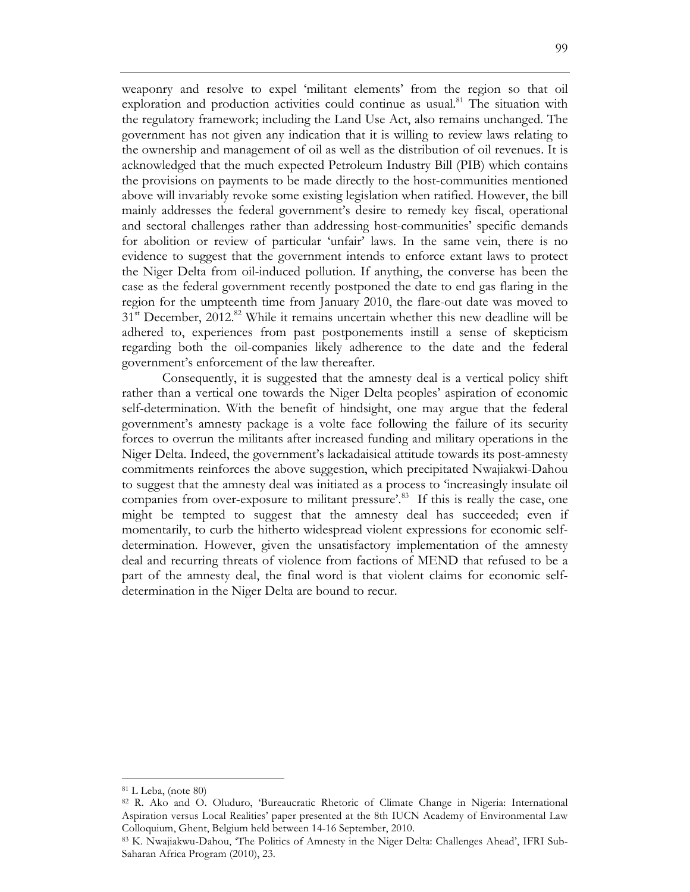weaponry and resolve to expel 'militant elements' from the region so that oil exploration and production activities could continue as usual.[81] The situation with the regulatory framework; including the Land Use Act, also remains unchanged. The government has not given any indication that it is willing to review laws relating to the ownership and management of oil as well as the distribution of oil revenues. It is acknowledged that the much expected Petroleum Industry Bill (PIB) which contains the provisions on payments to be made directly to the host-communities mentioned above will invariably revoke some existing legislation when ratified. However, the bill mainly addresses the federal government's desire to remedy key fiscal, operational and sectoral challenges rather than addressing host-communities' specific demands for abolition or review of particular 'unfair' laws. In the same vein, there is no evidence to suggest that the government intends to enforce extant laws to protect the Niger Delta from oil-induced pollution. If anything, the converse has been the case as the federal government recently postponed the date to end gas flaring in the region for the umpteenth time from January 2010, the flare-out date was moved to 31st December, 2012.[82] While it remains uncertain whether this new deadline will be adhered to, experiences from past postponements instill a sense of skepticism regarding both the oil-companies likely adherence to the date and the federal government's enforcement of the law thereafter.

Consequently, it is suggested that the amnesty deal is a vertical policy shift rather than a vertical one towards the Niger Delta peoples' aspiration of economic self-determination. With the benefit of hindsight, one may argue that the federal government's amnesty package is a volte face following the failure of its security forces to overrun the militants after increased funding and military operations in the Niger Delta. Indeed, the government's lackadaisical attitude towards its post-amnesty commitments reinforces the above suggestion, which precipitated Nwajiakwi-Dahou to suggest that the amnesty deal was initiated as a process to 'increasingly insulate oil companies from over-exposure to militant pressure'.[83] If this is really the case, one might be tempted to suggest that the amnesty deal has succeeded; even if momentarily, to curb the hitherto widespread violent expressions for economic self-determination. However, given the unsatisfactory implementation of the amnesty deal and recurring threats of violence from factions of MEND that refused to be a part of the amnesty deal, the final word is that violent claims for economic self-determination in the Niger Delta are bound to recur.

---

[81] L Leba, (note 80)

[82] R. Ako and O. Oluduro, 'Bureaucratic Rhetoric of Climate Change in Nigeria: International Aspiration versus Local Realities' paper presented at the 8th IUCN Academy of Environmental Law Colloquium, Ghent, Belgium held between 14-16 September, 2010.

[83] K. Nwajiakwu-Dahou, 'The Politics of Amnesty in the Niger Delta: Challenges Ahead', IFRI Sub-Saharan Africa Program (2010), 23.